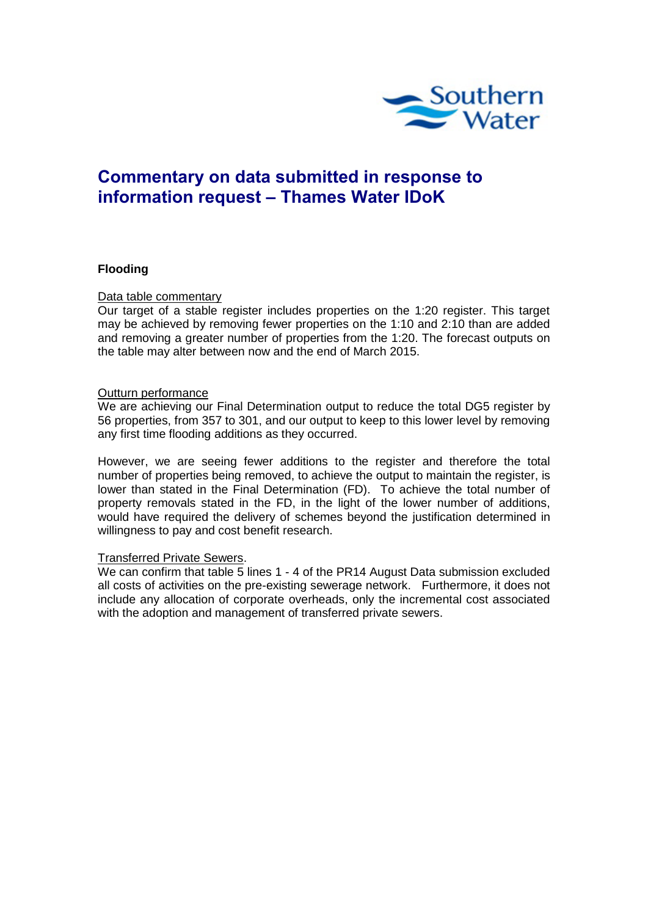# Commentary on data submitted in response to information request – Thames Water IDoK

## Flooding

Data table commentary

Our target of a stable register includes properties on the 1:20 register. This target may be achieved by removing fewer properties on the 1:10 and 2:10 than are added and removing a greater number of properties from the 1:20. The forecast outputs on the table may alter between now and the end of March 2015.

Outturn performance

We are achieving our Final Determination output to reduce the total DG5 register by 56 properties, from 357 to 301, and our output to keep to this lower level by removing any first time flooding additions as they occurred.

However, we are seeing fewer additions to the register and therefore the total number of properties being removed, to achieve the output to maintain the register, is lower than stated in the Final Determination (FD). To achieve the total number of property removals stated in the FD, in the light of the lower number of additions, would have required the delivery of schemes beyond the justification determined in willingness to pay and cost benefit research.

Transferred Private Sewers.

We can confirm that table 5 lines 1 - 4 of the PR14 August Data submission excluded all costs of activities on the pre-existing sewerage network. Furthermore, it does not include any allocation of corporate overheads, only the incremental cost associated with the adoption and management of transferred private sewers.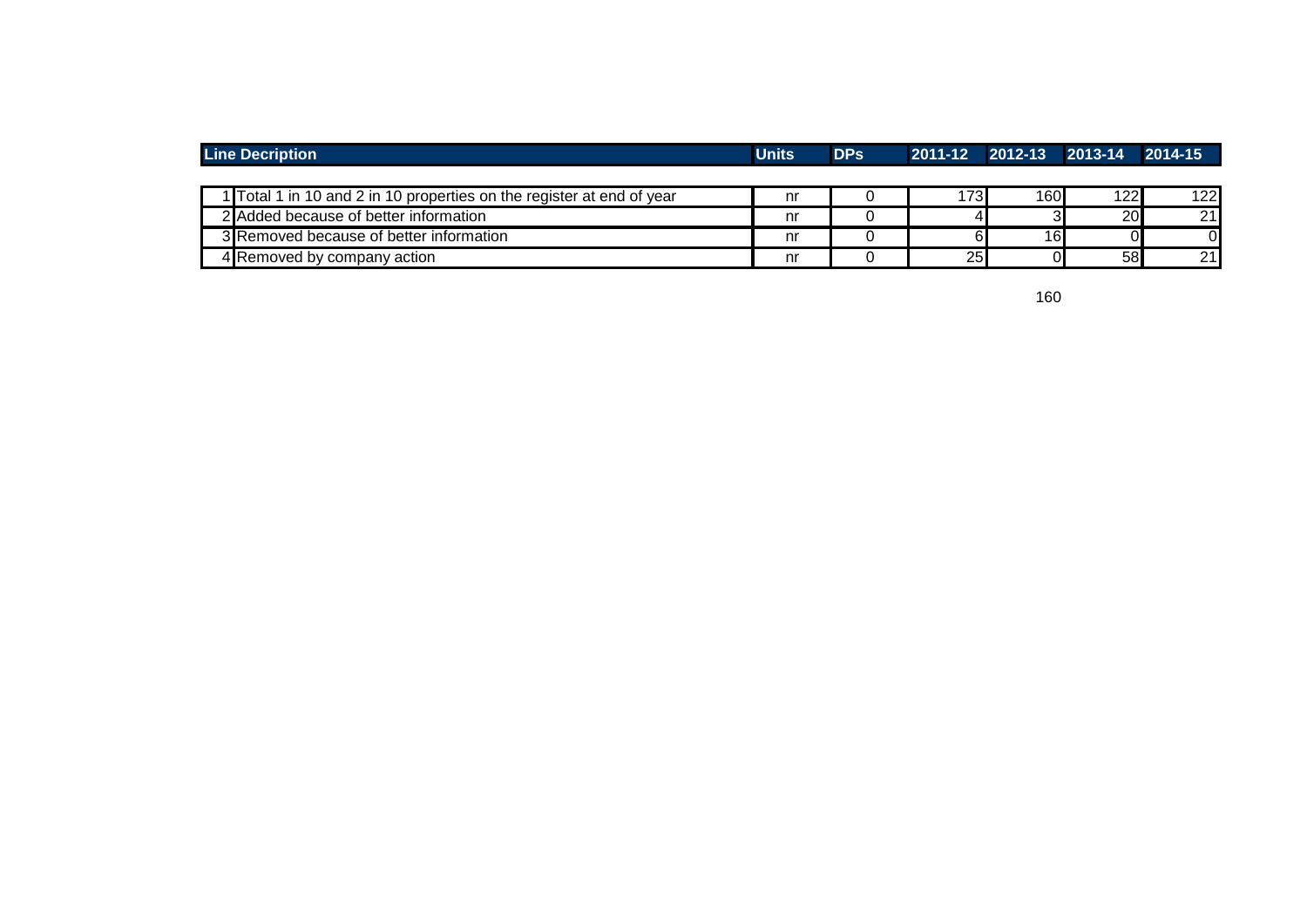| | Line Decription | Units | DPs | 2011-12 | 2012-13 | 2013-14 | 2014-15 |
|---|---|---|---|---|---|---|---|
| 1 | Total 1 in 10 and 2 in 10 properties on the register at end of year | nr | 0 | 173 | 160 | 122 | 122 |
| 2 | Added because of better information | nr | 0 | 4 | 3 | 20 | 21 |
| 3 | Removed because of better information | nr | 0 | 6 | 16 | 0 | 0 |
| 4 | Removed by company action | nr | 0 | 25 | 0 | 58 | 21 |

160